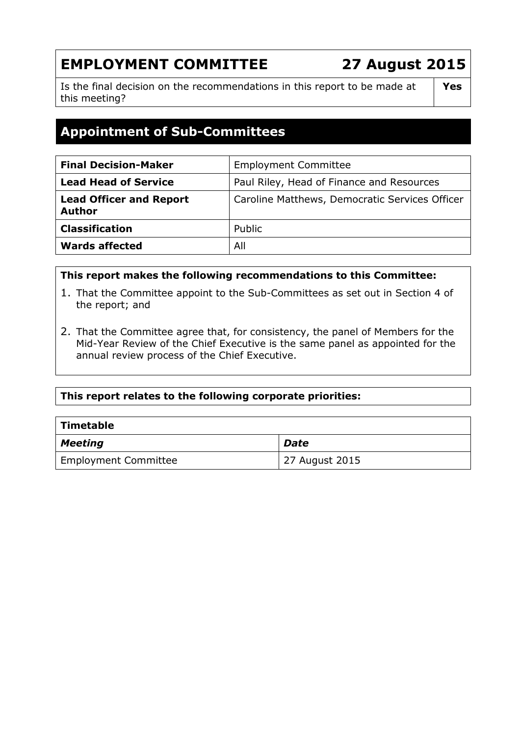# EMPLOYMENT COMMITTEE 27 August 2015

| Is the final decision on the recommendations in this report to be made at this meeting? | **Yes** |
| --- | --- |

## Appointment of Sub-Committees

| **Final Decision-Maker** | Employment Committee |
| --- | --- |
| **Lead Head of Service** | Paul Riley, Head of Finance and Resources |
| **Lead Officer and Report Author** | Caroline Matthews, Democratic Services Officer |
| **Classification** | Public |
| **Wards affected** | All |

**This report makes the following recommendations to this Committee:**

1. That the Committee appoint to the Sub-Committees as set out in Section 4 of the report; and
2. That the Committee agree that, for consistency, the panel of Members for the Mid-Year Review of the Chief Executive is the same panel as appointed for the annual review process of the Chief Executive.

**This report relates to the following corporate priorities:**

| **Timetable** | |
| --- | --- |
| ***Meeting*** | ***Date*** |
| Employment Committee | 27 August 2015 |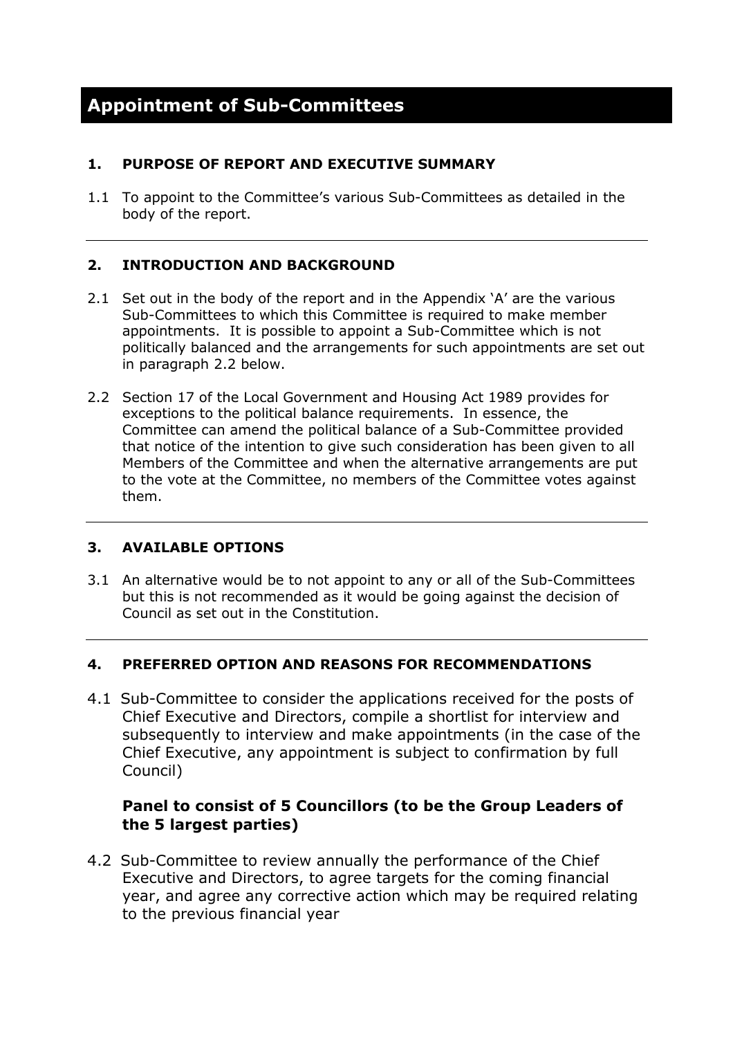# Appointment of Sub-Committees

**1. PURPOSE OF REPORT AND EXECUTIVE SUMMARY**

1.1 To appoint to the Committee's various Sub-Committees as detailed in the body of the report.

---

**2. INTRODUCTION AND BACKGROUND**

2.1 Set out in the body of the report and in the Appendix 'A' are the various Sub-Committees to which this Committee is required to make member appointments. It is possible to appoint a Sub-Committee which is not politically balanced and the arrangements for such appointments are set out in paragraph 2.2 below.

2.2 Section 17 of the Local Government and Housing Act 1989 provides for exceptions to the political balance requirements. In essence, the Committee can amend the political balance of a Sub-Committee provided that notice of the intention to give such consideration has been given to all Members of the Committee and when the alternative arrangements are put to the vote at the Committee, no members of the Committee votes against them.

---

**3. AVAILABLE OPTIONS**

3.1 An alternative would be to not appoint to any or all of the Sub-Committees but this is not recommended as it would be going against the decision of Council as set out in the Constitution.

---

**4. PREFERRED OPTION AND REASONS FOR RECOMMENDATIONS**

4.1 Sub-Committee to consider the applications received for the posts of Chief Executive and Directors, compile a shortlist for interview and subsequently to interview and make appointments (in the case of the Chief Executive, any appointment is subject to confirmation by full Council)

**Panel to consist of 5 Councillors (to be the Group Leaders of the 5 largest parties)**

4.2 Sub-Committee to review annually the performance of the Chief Executive and Directors, to agree targets for the coming financial year, and agree any corrective action which may be required relating to the previous financial year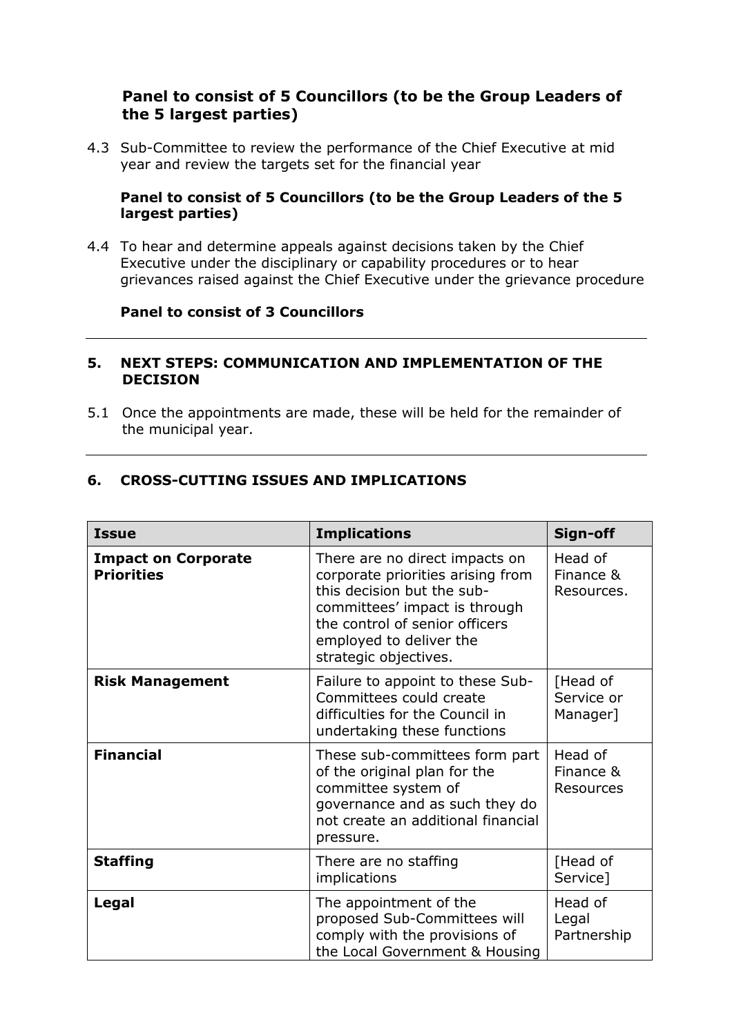**Panel to consist of 5 Councillors (to be the Group Leaders of the 5 largest parties)**

4.3 Sub-Committee to review the performance of the Chief Executive at mid year and review the targets set for the financial year

**Panel to consist of 5 Councillors (to be the Group Leaders of the 5 largest parties)**

4.4 To hear and determine appeals against decisions taken by the Chief Executive under the disciplinary or capability procedures or to hear grievances raised against the Chief Executive under the grievance procedure

**Panel to consist of 3 Councillors**

---

## 5. NEXT STEPS: COMMUNICATION AND IMPLEMENTATION OF THE DECISION

5.1 Once the appointments are made, these will be held for the remainder of the municipal year.

---

## 6. CROSS-CUTTING ISSUES AND IMPLICATIONS

| Issue | Implications | Sign-off |
|---|---|---|
| **Impact on Corporate Priorities** | There are no direct impacts on corporate priorities arising from this decision but the sub-committees' impact is through the control of senior officers employed to deliver the strategic objectives. | Head of Finance & Resources. |
| **Risk Management** | Failure to appoint to these Sub-Committees could create difficulties for the Council in undertaking these functions | [Head of Service or Manager] |
| **Financial** | These sub-committees form part of the original plan for the committee system of governance and as such they do not create an additional financial pressure. | Head of Finance & Resources |
| **Staffing** | There are no staffing implications | [Head of Service] |
| **Legal** | The appointment of the proposed Sub-Committees will comply with the provisions of the Local Government & Housing | Head of Legal Partnership |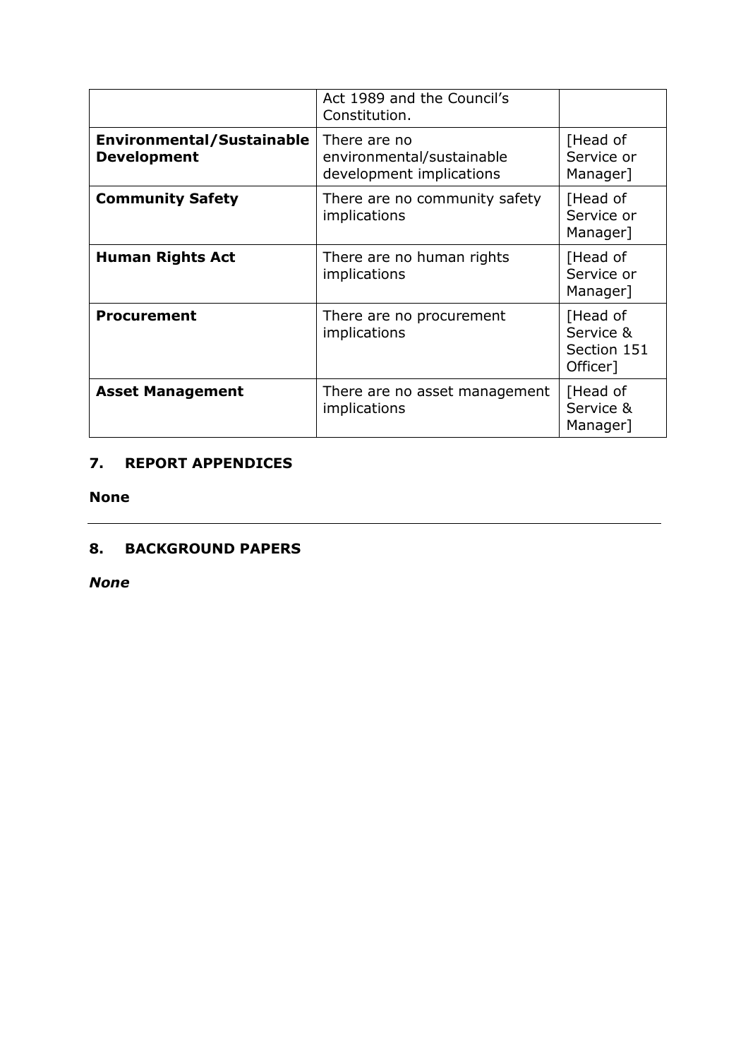| | | |
|---|---|---|
| | Act 1989 and the Council's Constitution. | |
| **Environmental/Sustainable Development** | There are no environmental/sustainable development implications | [Head of Service or Manager] |
| **Community Safety** | There are no community safety implications | [Head of Service or Manager] |
| **Human Rights Act** | There are no human rights implications | [Head of Service or Manager] |
| **Procurement** | There are no procurement implications | [Head of Service & Section 151 Officer] |
| **Asset Management** | There are no asset management implications | [Head of Service & Manager] |

## 7. REPORT APPENDICES

**None**

---

## 8. BACKGROUND PAPERS

***None***